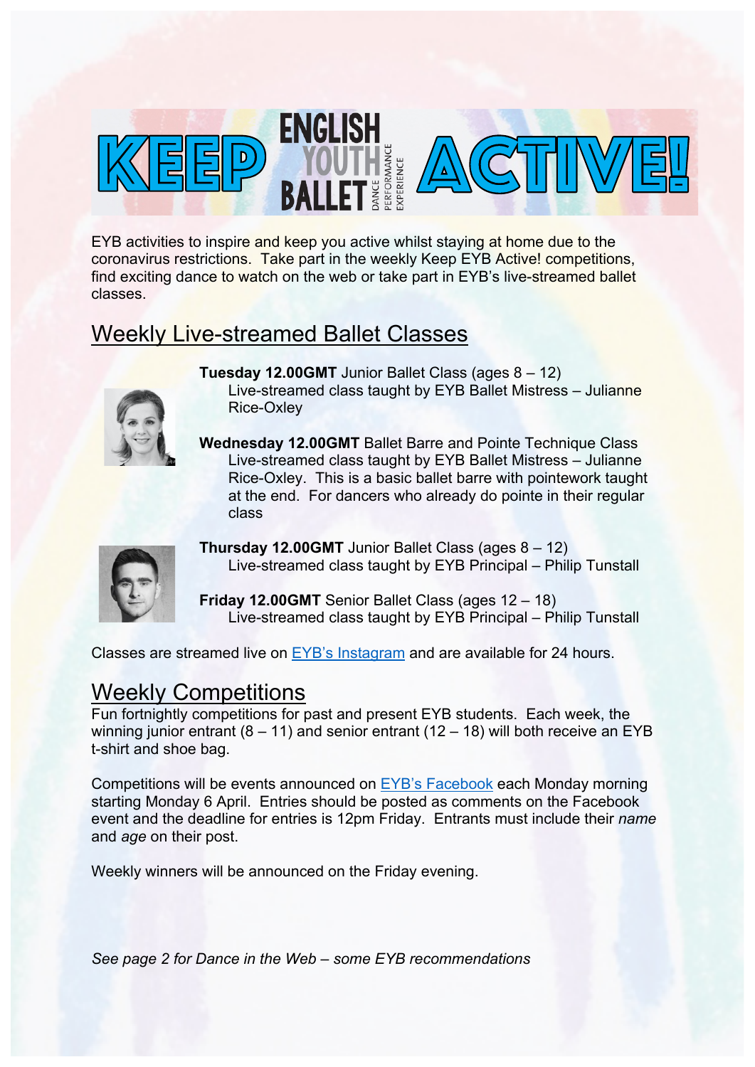# KEEP ENGLISH YOUTH BALLET ACTIVE!

EYB activities to inspire and keep you active whilst staying at home due to the coronavirus restrictions. Take part in the weekly Keep EYB Active! competitions, find exciting dance to watch on the web or take part in EYB's live-streamed ballet classes.

## Weekly Live-streamed Ballet Classes

**Tuesday 12.00GMT** Junior Ballet Class (ages 8 – 12)
Live-streamed class taught by EYB Ballet Mistress – Julianne Rice-Oxley

**Wednesday 12.00GMT** Ballet Barre and Pointe Technique Class
Live-streamed class taught by EYB Ballet Mistress – Julianne Rice-Oxley. This is a basic ballet barre with pointework taught at the end. For dancers who already do pointe in their regular class

**Thursday 12.00GMT** Junior Ballet Class (ages 8 – 12)
Live-streamed class taught by EYB Principal – Philip Tunstall

**Friday 12.00GMT** Senior Ballet Class (ages 12 – 18)
Live-streamed class taught by EYB Principal – Philip Tunstall

Classes are streamed live on EYB's Instagram and are available for 24 hours.

## Weekly Competitions

Fun fortnightly competitions for past and present EYB students. Each week, the winning junior entrant (8 – 11) and senior entrant (12 – 18) will both receive an EYB t-shirt and shoe bag.

Competitions will be events announced on EYB's Facebook each Monday morning starting Monday 6 April. Entries should be posted as comments on the Facebook event and the deadline for entries is 12pm Friday. Entrants must include their *name* and *age* on their post.

Weekly winners will be announced on the Friday evening.

*See page 2 for Dance in the Web – some EYB recommendations*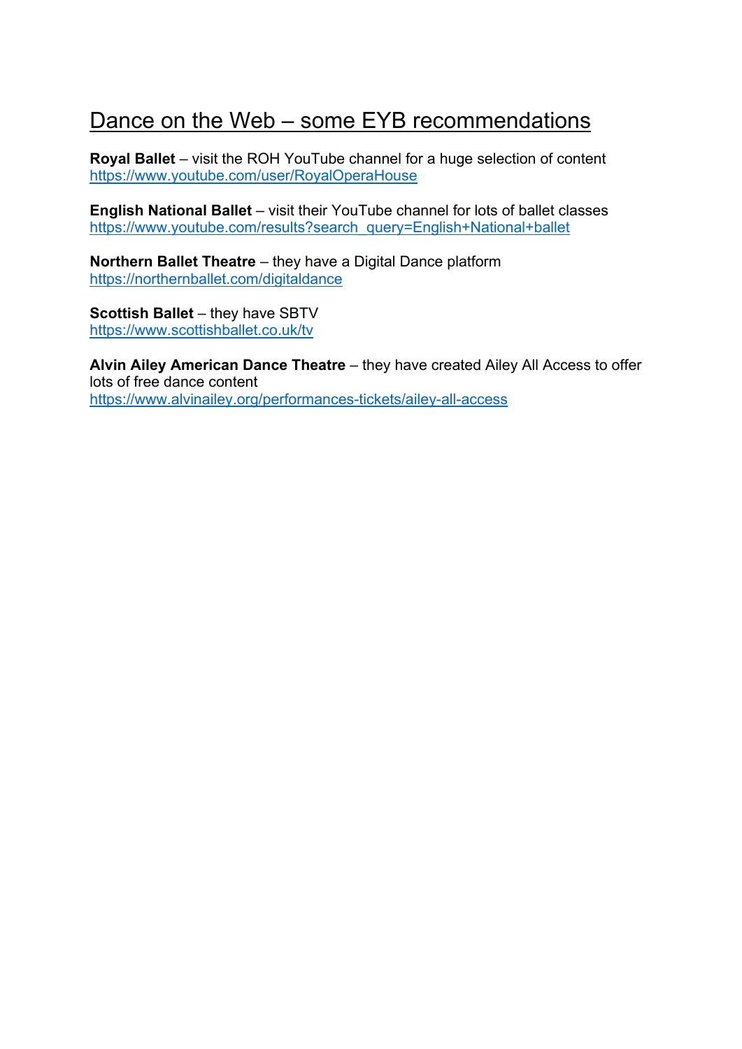# Dance on the Web – some EYB recommendations

**Royal Ballet** – visit the ROH YouTube channel for a huge selection of content
https://www.youtube.com/user/RoyalOperaHouse

**English National Ballet** – visit their YouTube channel for lots of ballet classes
https://www.youtube.com/results?search_query=English+National+ballet

**Northern Ballet Theatre** – they have a Digital Dance platform
https://northernballet.com/digitaldance

**Scottish Ballet** – they have SBTV
https://www.scottishballet.co.uk/tv

**Alvin Ailey American Dance Theatre** – they have created Ailey All Access to offer lots of free dance content
https://www.alvinailey.org/performances-tickets/ailey-all-access